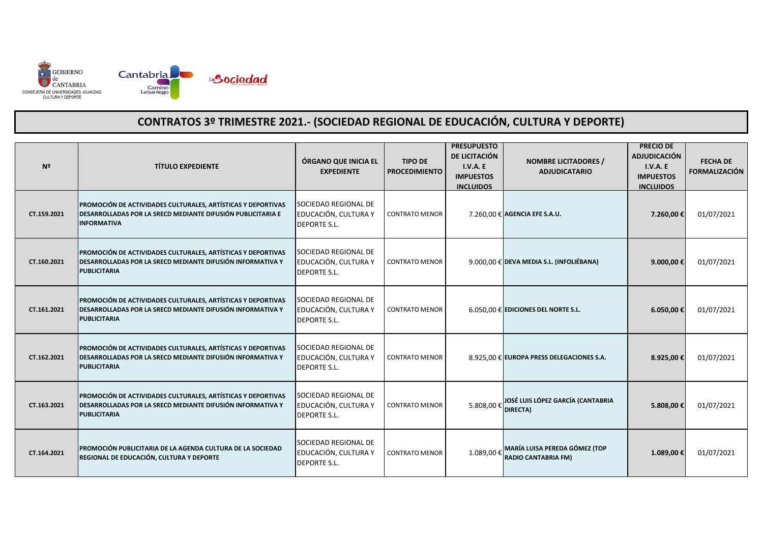GOBIERNO de CANTABRIA
CONSEJERÍA DE UNIVERSIDADES, IGUALDAD, CULTURA Y DEPORTE

# CONTRATOS 3º TRIMESTRE 2021.- (SOCIEDAD REGIONAL DE EDUCACIÓN, CULTURA Y DEPORTE)

| Nº | TÍTULO EXPEDIENTE | ÓRGANO QUE INICIA EL EXPEDIENTE | TIPO DE PROCEDIMIENTO | PRESUPUESTO DE LICITACIÓN I.V.A. E IMPUESTOS INCLUIDOS | NOMBRE LICITADORES / ADJUDICATARIO | PRECIO DE ADJUDICACIÓN I.V.A. E IMPUESTOS INCLUIDOS | FECHA DE FORMALIZACIÓN |
|---|---|---|---|---|---|---|---|
| CT.159.2021 | **PROMOCIÓN DE ACTIVIDADES CULTURALES, ARTÍSTICAS Y DEPORTIVAS DESARROLLADAS POR LA SRECD MEDIANTE DIFUSIÓN PUBLICITARIA E INFORMATIVA** | SOCIEDAD REGIONAL DE EDUCACIÓN, CULTURA Y DEPORTE S.L. | CONTRATO MENOR | 7.260,00 € | **AGENCIA EFE S.A.U.** | **7.260,00 €** | 01/07/2021 |
| CT.160.2021 | **PROMOCIÓN DE ACTIVIDADES CULTURALES, ARTÍSTICAS Y DEPORTIVAS DESARROLLADAS POR LA SRECD MEDIANTE DIFUSIÓN INFORMATIVA Y PUBLICITARIA** | SOCIEDAD REGIONAL DE EDUCACIÓN, CULTURA Y DEPORTE S.L. | CONTRATO MENOR | 9.000,00 € | **DEVA MEDIA S.L. (INFOLIÉBANA)** | **9.000,00 €** | 01/07/2021 |
| CT.161.2021 | **PROMOCIÓN DE ACTIVIDADES CULTURALES, ARTÍSTICAS Y DEPORTIVAS DESARROLLADAS POR LA SRECD MEDIANTE DIFUSIÓN INFORMATIVA Y PUBLICITARIA** | SOCIEDAD REGIONAL DE EDUCACIÓN, CULTURA Y DEPORTE S.L. | CONTRATO MENOR | 6.050,00 € | **EDICIONES DEL NORTE S.L.** | **6.050,00 €** | 01/07/2021 |
| CT.162.2021 | **PROMOCIÓN DE ACTIVIDADES CULTURALES, ARTÍSTICAS Y DEPORTIVAS DESARROLLADAS POR LA SRECD MEDIANTE DIFUSIÓN INFORMATIVA Y PUBLICITARIA** | SOCIEDAD REGIONAL DE EDUCACIÓN, CULTURA Y DEPORTE S.L. | CONTRATO MENOR | 8.925,00 € | **EUROPA PRESS DELEGACIONES S.A.** | **8.925,00 €** | 01/07/2021 |
| CT.163.2021 | **PROMOCIÓN DE ACTIVIDADES CULTURALES, ARTÍSTICAS Y DEPORTIVAS DESARROLLADAS POR LA SRECD MEDIANTE DIFUSIÓN INFORMATIVA Y PUBLICITARIA** | SOCIEDAD REGIONAL DE EDUCACIÓN, CULTURA Y DEPORTE S.L. | CONTRATO MENOR | 5.808,00 € | **JOSÉ LUIS LÓPEZ GARCÍA (CANTABRIA DIRECTA)** | **5.808,00 €** | 01/07/2021 |
| CT.164.2021 | **PROMOCIÓN PUBLICITARIA DE LA AGENDA CULTURA DE LA SOCIEDAD REGIONAL DE EDUCACIÓN, CULTURA Y DEPORTE** | SOCIEDAD REGIONAL DE EDUCACIÓN, CULTURA Y DEPORTE S.L. | CONTRATO MENOR | 1.089,00 € | **MARÍA LUISA PEREDA GÓMEZ (TOP RADIO CANTABRIA FM)** | **1.089,00 €** | 01/07/2021 |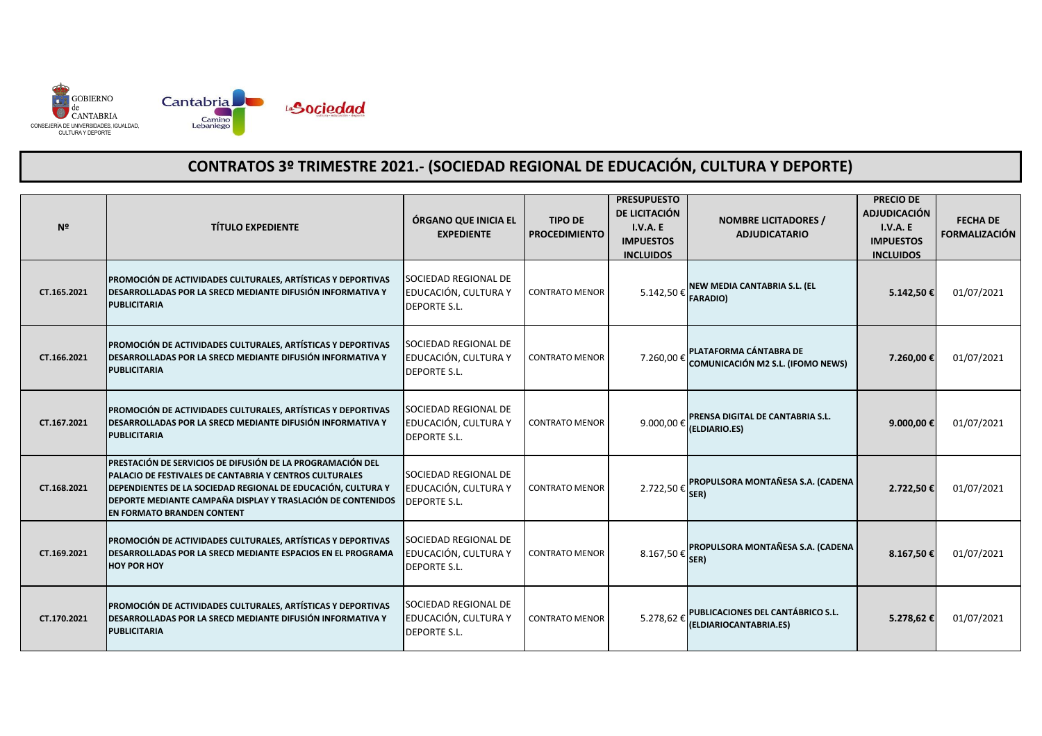GOBIERNO de CANTABRIA
CONSEJERÍA DE UNIVERSIDADES, IGUALDAD, CULTURA Y DEPORTE

# CONTRATOS 3º TRIMESTRE 2021.- (SOCIEDAD REGIONAL DE EDUCACIÓN, CULTURA Y DEPORTE)

| Nº | TÍTULO EXPEDIENTE | ÓRGANO QUE INICIA EL EXPEDIENTE | TIPO DE PROCEDIMIENTO | PRESUPUESTO DE LICITACIÓN I.V.A. E IMPUESTOS INCLUIDOS | NOMBRE LICITADORES / ADJUDICATARIO | PRECIO DE ADJUDICACIÓN I.V.A. E IMPUESTOS INCLUIDOS | FECHA DE FORMALIZACIÓN |
|---|---|---|---|---|---|---|---|
| CT.165.2021 | **PROMOCIÓN DE ACTIVIDADES CULTURALES, ARTÍSTICAS Y DEPORTIVAS DESARROLLADAS POR LA SRECD MEDIANTE DIFUSIÓN INFORMATIVA Y PUBLICITARIA** | SOCIEDAD REGIONAL DE EDUCACIÓN, CULTURA Y DEPORTE S.L. | CONTRATO MENOR | 5.142,50 € | **NEW MEDIA CANTABRIA S.L. (EL FARADIO)** | **5.142,50 €** | 01/07/2021 |
| CT.166.2021 | **PROMOCIÓN DE ACTIVIDADES CULTURALES, ARTÍSTICAS Y DEPORTIVAS DESARROLLADAS POR LA SRECD MEDIANTE DIFUSIÓN INFORMATIVA Y PUBLICITARIA** | SOCIEDAD REGIONAL DE EDUCACIÓN, CULTURA Y DEPORTE S.L. | CONTRATO MENOR | 7.260,00 € | **PLATAFORMA CÁNTABRA DE COMUNICACIÓN M2 S.L. (IFOMO NEWS)** | **7.260,00 €** | 01/07/2021 |
| CT.167.2021 | **PROMOCIÓN DE ACTIVIDADES CULTURALES, ARTÍSTICAS Y DEPORTIVAS DESARROLLADAS POR LA SRECD MEDIANTE DIFUSIÓN INFORMATIVA Y PUBLICITARIA** | SOCIEDAD REGIONAL DE EDUCACIÓN, CULTURA Y DEPORTE S.L. | CONTRATO MENOR | 9.000,00 € | **PRENSA DIGITAL DE CANTABRIA S.L. (ELDIARIO.ES)** | **9.000,00 €** | 01/07/2021 |
| CT.168.2021 | **PRESTACIÓN DE SERVICIOS DE DIFUSIÓN DE LA PROGRAMACIÓN DEL PALACIO DE FESTIVALES DE CANTABRIA Y CENTROS CULTURALES DEPENDIENTES DE LA SOCIEDAD REGIONAL DE EDUCACIÓN, CULTURA Y DEPORTE MEDIANTE CAMPAÑA DISPLAY Y TRASLACIÓN DE CONTENIDOS EN FORMATO BRANDEN CONTENT** | SOCIEDAD REGIONAL DE EDUCACIÓN, CULTURA Y DEPORTE S.L. | CONTRATO MENOR | 2.722,50 € | **PROPULSORA MONTAÑESA S.A. (CADENA SER)** | **2.722,50 €** | 01/07/2021 |
| CT.169.2021 | **PROMOCIÓN DE ACTIVIDADES CULTURALES, ARTÍSTICAS Y DEPORTIVAS DESARROLLADAS POR LA SRECD MEDIANTE ESPACIOS EN EL PROGRAMA HOY POR HOY** | SOCIEDAD REGIONAL DE EDUCACIÓN, CULTURA Y DEPORTE S.L. | CONTRATO MENOR | 8.167,50 € | **PROPULSORA MONTAÑESA S.A. (CADENA SER)** | **8.167,50 €** | 01/07/2021 |
| CT.170.2021 | **PROMOCIÓN DE ACTIVIDADES CULTURALES, ARTÍSTICAS Y DEPORTIVAS DESARROLLADAS POR LA SRECD MEDIANTE DIFUSIÓN INFORMATIVA Y PUBLICITARIA** | SOCIEDAD REGIONAL DE EDUCACIÓN, CULTURA Y DEPORTE S.L. | CONTRATO MENOR | 5.278,62 € | **PUBLICACIONES DEL CANTÁBRICO S.L. (ELDIARIOCANTABRIA.ES)** | **5.278,62 €** | 01/07/2021 |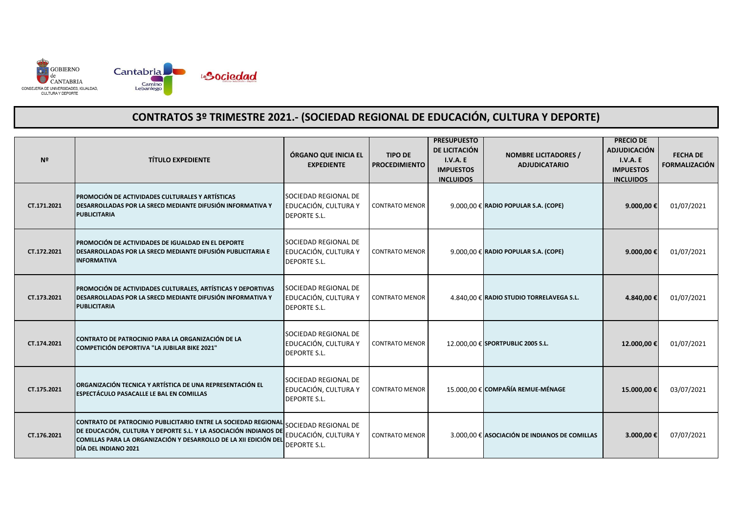GOBIERNO de CANTABRIA
CONSEJERÍA DE UNIVERSIDADES, IGUALDAD, CULTURA Y DEPORTE

## CONTRATOS 3º TRIMESTRE 2021.- (SOCIEDAD REGIONAL DE EDUCACIÓN, CULTURA Y DEPORTE)

| Nº | TÍTULO EXPEDIENTE | ÓRGANO QUE INICIA EL EXPEDIENTE | TIPO DE PROCEDIMIENTO | PRESUPUESTO DE LICITACIÓN I.V.A. E IMPUESTOS INCLUIDOS | NOMBRE LICITADORES / ADJUDICATARIO | PRECIO DE ADJUDICACIÓN I.V.A. E IMPUESTOS INCLUIDOS | FECHA DE FORMALIZACIÓN |
|---|---|---|---|---|---|---|---|
| CT.171.2021 | **PROMOCIÓN DE ACTIVIDADES CULTURALES Y ARTÍSTICAS DESARROLLADAS POR LA SRECD MEDIANTE DIFUSIÓN INFORMATIVA Y PUBLICITARIA** | SOCIEDAD REGIONAL DE EDUCACIÓN, CULTURA Y DEPORTE S.L. | CONTRATO MENOR | 9.000,00 € | **RADIO POPULAR S.A. (COPE)** | **9.000,00 €** | 01/07/2021 |
| CT.172.2021 | **PROMOCIÓN DE ACTIVIDADES DE IGUALDAD EN EL DEPORTE DESARROLLADAS POR LA SRECD MEDIANTE DIFUSIÓN PUBLICITARIA E INFORMATIVA** | SOCIEDAD REGIONAL DE EDUCACIÓN, CULTURA Y DEPORTE S.L. | CONTRATO MENOR | 9.000,00 € | **RADIO POPULAR S.A. (COPE)** | **9.000,00 €** | 01/07/2021 |
| CT.173.2021 | **PROMOCIÓN DE ACTIVIDADES CULTURALES, ARTÍSTICAS Y DEPORTIVAS DESARROLLADAS POR LA SRECD MEDIANTE DIFUSIÓN INFORMATIVA Y PUBLICITARIA** | SOCIEDAD REGIONAL DE EDUCACIÓN, CULTURA Y DEPORTE S.L. | CONTRATO MENOR | 4.840,00 € | **RADIO STUDIO TORRELAVEGA S.L.** | **4.840,00 €** | 01/07/2021 |
| CT.174.2021 | **CONTRATO DE PATROCINIO PARA LA ORGANIZACIÓN DE LA COMPETICIÓN DEPORTIVA "LA JUBILAR BIKE 2021"** | SOCIEDAD REGIONAL DE EDUCACIÓN, CULTURA Y DEPORTE S.L. | CONTRATO MENOR | 12.000,00 € | **SPORTPUBLIC 2005 S.L.** | **12.000,00 €** | 01/07/2021 |
| CT.175.2021 | **ORGANIZACIÓN TECNICA Y ARTÍSTICA DE UNA REPRESENTACIÓN EL ESPECTÁCULO PASACALLE LE BAL EN COMILLAS** | SOCIEDAD REGIONAL DE EDUCACIÓN, CULTURA Y DEPORTE S.L. | CONTRATO MENOR | 15.000,00 € | **COMPAÑÍA REMUE-MÉNAGE** | **15.000,00 €** | 03/07/2021 |
| CT.176.2021 | **CONTRATO DE PATROCINIO PUBLICITARIO ENTRE LA SOCIEDAD REGIONAL DE EDUCACIÓN, CULTURA Y DEPORTE S.L. Y LA ASOCIACIÓN INDIANOS DE COMILLAS PARA LA ORGANIZACIÓN Y DESARROLLO DE LA XII EDICIÓN DEL DÍA DEL INDIANO 2021** | SOCIEDAD REGIONAL DE EDUCACIÓN, CULTURA Y DEPORTE S.L. | CONTRATO MENOR | 3.000,00 € | **ASOCIACIÓN DE INDIANOS DE COMILLAS** | **3.000,00 €** | 07/07/2021 |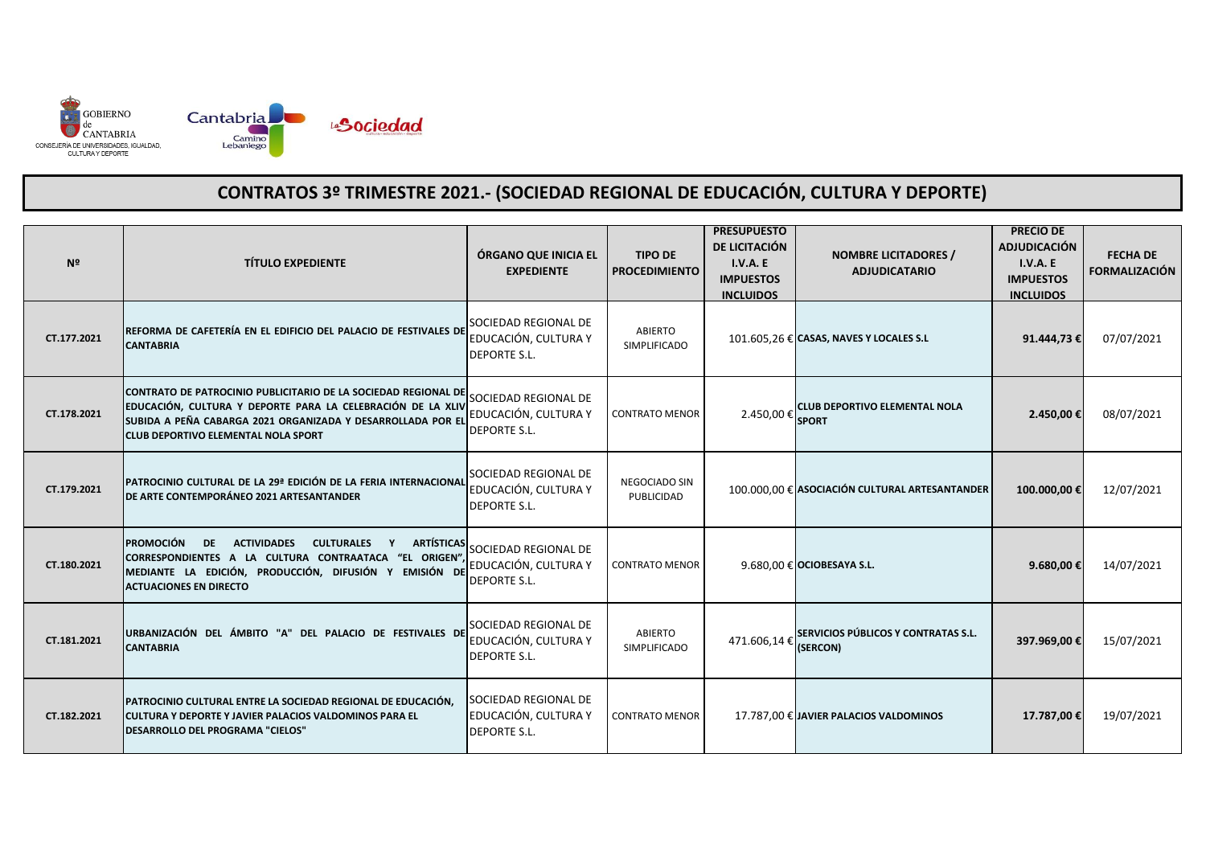GOBIERNO de CANTABRIA
CONSEJERÍA DE UNIVERSIDADES, IGUALDAD, CULTURA Y DEPORTE

# CONTRATOS 3º TRIMESTRE 2021.- (SOCIEDAD REGIONAL DE EDUCACIÓN, CULTURA Y DEPORTE)

| Nº | TÍTULO EXPEDIENTE | ÓRGANO QUE INICIA EL EXPEDIENTE | TIPO DE PROCEDIMIENTO | PRESUPUESTO DE LICITACIÓN I.V.A. E IMPUESTOS INCLUIDOS | NOMBRE LICITADORES / ADJUDICATARIO | PRECIO DE ADJUDICACIÓN I.V.A. E IMPUESTOS INCLUIDOS | FECHA DE FORMALIZACIÓN |
|---|---|---|---|---|---|---|---|
| CT.177.2021 | **REFORMA DE CAFETERÍA EN EL EDIFICIO DEL PALACIO DE FESTIVALES DE CANTABRIA** | SOCIEDAD REGIONAL DE EDUCACIÓN, CULTURA Y DEPORTE S.L. | ABIERTO SIMPLIFICADO | 101.605,26 € | **CASAS, NAVES Y LOCALES S.L** | **91.444,73 €** | 07/07/2021 |
| CT.178.2021 | **CONTRATO DE PATROCINIO PUBLICITARIO DE LA SOCIEDAD REGIONAL DE EDUCACIÓN, CULTURA Y DEPORTE PARA LA CELEBRACIÓN DE LA XLIV SUBIDA A PEÑA CABARGA 2021 ORGANIZADA Y DESARROLLADA POR EL CLUB DEPORTIVO ELEMENTAL NOLA SPORT** | SOCIEDAD REGIONAL DE EDUCACIÓN, CULTURA Y DEPORTE S.L. | CONTRATO MENOR | 2.450,00 € | **CLUB DEPORTIVO ELEMENTAL NOLA SPORT** | **2.450,00 €** | 08/07/2021 |
| CT.179.2021 | **PATROCINIO CULTURAL DE LA 29ª EDICIÓN DE LA FERIA INTERNACIONAL DE ARTE CONTEMPORÁNEO 2021 ARTESANTANDER** | SOCIEDAD REGIONAL DE EDUCACIÓN, CULTURA Y DEPORTE S.L. | NEGOCIADO SIN PUBLICIDAD | 100.000,00 € | **ASOCIACIÓN CULTURAL ARTESANTANDER** | **100.000,00 €** | 12/07/2021 |
| CT.180.2021 | **PROMOCIÓN DE ACTIVIDADES CULTURALES Y ARTÍSTICAS CORRESPONDIENTES A LA CULTURA CONTRAATACA "EL ORIGEN", MEDIANTE LA EDICIÓN, PRODUCCIÓN, DIFUSIÓN Y EMISIÓN DE ACTUACIONES EN DIRECTO** | SOCIEDAD REGIONAL DE EDUCACIÓN, CULTURA Y DEPORTE S.L. | CONTRATO MENOR | 9.680,00 € | **OCIOBESAYA S.L.** | **9.680,00 €** | 14/07/2021 |
| CT.181.2021 | **URBANIZACIÓN DEL ÁMBITO "A" DEL PALACIO DE FESTIVALES DE CANTABRIA** | SOCIEDAD REGIONAL DE EDUCACIÓN, CULTURA Y DEPORTE S.L. | ABIERTO SIMPLIFICADO | 471.606,14 € | **SERVICIOS PÚBLICOS Y CONTRATAS S.L. (SERCON)** | **397.969,00 €** | 15/07/2021 |
| CT.182.2021 | **PATROCINIO CULTURAL ENTRE LA SOCIEDAD REGIONAL DE EDUCACIÓN, CULTURA Y DEPORTE Y JAVIER PALACIOS VALDOMINOS PARA EL DESARROLLO DEL PROGRAMA "CIELOS"** | SOCIEDAD REGIONAL DE EDUCACIÓN, CULTURA Y DEPORTE S.L. | CONTRATO MENOR | 17.787,00 € | **JAVIER PALACIOS VALDOMINOS** | **17.787,00 €** | 19/07/2021 |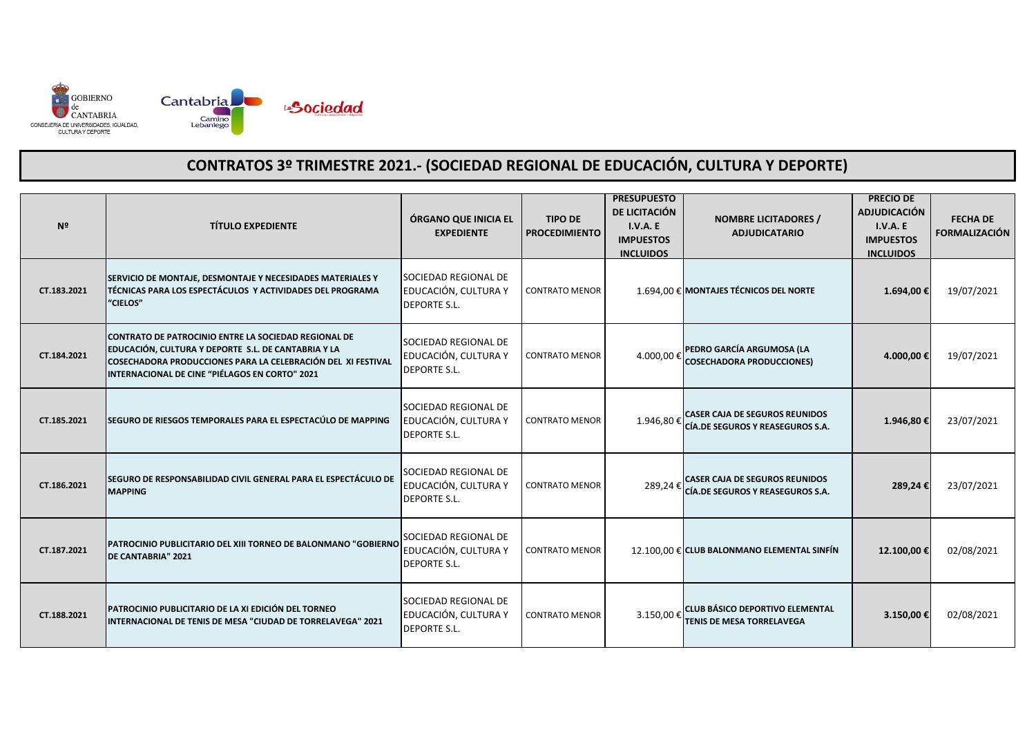GOBIERNO de CANTABRIA
CONSEJERÍA DE UNIVERSIDADES, IGUALDAD, CULTURA Y DEPORTE

# CONTRATOS 3º TRIMESTRE 2021.- (SOCIEDAD REGIONAL DE EDUCACIÓN, CULTURA Y DEPORTE)

| Nº | TÍTULO EXPEDIENTE | ÓRGANO QUE INICIA EL EXPEDIENTE | TIPO DE PROCEDIMIENTO | PRESUPUESTO DE LICITACIÓN I.V.A. E IMPUESTOS INCLUIDOS | NOMBRE LICITADORES / ADJUDICATARIO | PRECIO DE ADJUDICACIÓN I.V.A. E IMPUESTOS INCLUIDOS | FECHA DE FORMALIZACIÓN |
|---|---|---|---|---|---|---|---|
| CT.183.2021 | **SERVICIO DE MONTAJE, DESMONTAJE Y NECESIDADES MATERIALES Y TÉCNICAS PARA LOS ESPECTÁCULOS Y ACTIVIDADES DEL PROGRAMA "CIELOS"** | SOCIEDAD REGIONAL DE EDUCACIÓN, CULTURA Y DEPORTE S.L. | CONTRATO MENOR | 1.694,00 € | **MONTAJES TÉCNICOS DEL NORTE** | **1.694,00 €** | 19/07/2021 |
| CT.184.2021 | **CONTRATO DE PATROCINIO ENTRE LA SOCIEDAD REGIONAL DE EDUCACIÓN, CULTURA Y DEPORTE S.L. DE CANTABRIA Y LA COSECHADORA PRODUCCIONES PARA LA CELEBRACIÓN DEL XI FESTIVAL INTERNACIONAL DE CINE "PIÉLAGOS EN CORTO" 2021** | SOCIEDAD REGIONAL DE EDUCACIÓN, CULTURA Y DEPORTE S.L. | CONTRATO MENOR | 4.000,00 € | **PEDRO GARCÍA ARGUMOSA (LA COSECHADORA PRODUCCIONES)** | **4.000,00 €** | 19/07/2021 |
| CT.185.2021 | **SEGURO DE RIESGOS TEMPORALES PARA EL ESPECTACÚLO DE MAPPING** | SOCIEDAD REGIONAL DE EDUCACIÓN, CULTURA Y DEPORTE S.L. | CONTRATO MENOR | 1.946,80 € | **CASER CAJA DE SEGUROS REUNIDOS CÍA.DE SEGUROS Y REASEGUROS S.A.** | **1.946,80 €** | 23/07/2021 |
| CT.186.2021 | **SEGURO DE RESPONSABILIDAD CIVIL GENERAL PARA EL ESPECTÁCULO DE MAPPING** | SOCIEDAD REGIONAL DE EDUCACIÓN, CULTURA Y DEPORTE S.L. | CONTRATO MENOR | 289,24 € | **CASER CAJA DE SEGUROS REUNIDOS CÍA.DE SEGUROS Y REASEGUROS S.A.** | **289,24 €** | 23/07/2021 |
| CT.187.2021 | **PATROCINIO PUBLICITARIO DEL XIII TORNEO DE BALONMANO "GOBIERNO DE CANTABRIA" 2021** | SOCIEDAD REGIONAL DE EDUCACIÓN, CULTURA Y DEPORTE S.L. | CONTRATO MENOR | 12.100,00 € | **CLUB BALONMANO ELEMENTAL SINFÍN** | **12.100,00 €** | 02/08/2021 |
| CT.188.2021 | **PATROCINIO PUBLICITARIO DE LA XI EDICIÓN DEL TORNEO INTERNACIONAL DE TENIS DE MESA "CIUDAD DE TORRELAVEGA" 2021** | SOCIEDAD REGIONAL DE EDUCACIÓN, CULTURA Y DEPORTE S.L. | CONTRATO MENOR | 3.150,00 € | **CLUB BÁSICO DEPORTIVO ELEMENTAL TENIS DE MESA TORRELAVEGA** | **3.150,00 €** | 02/08/2021 |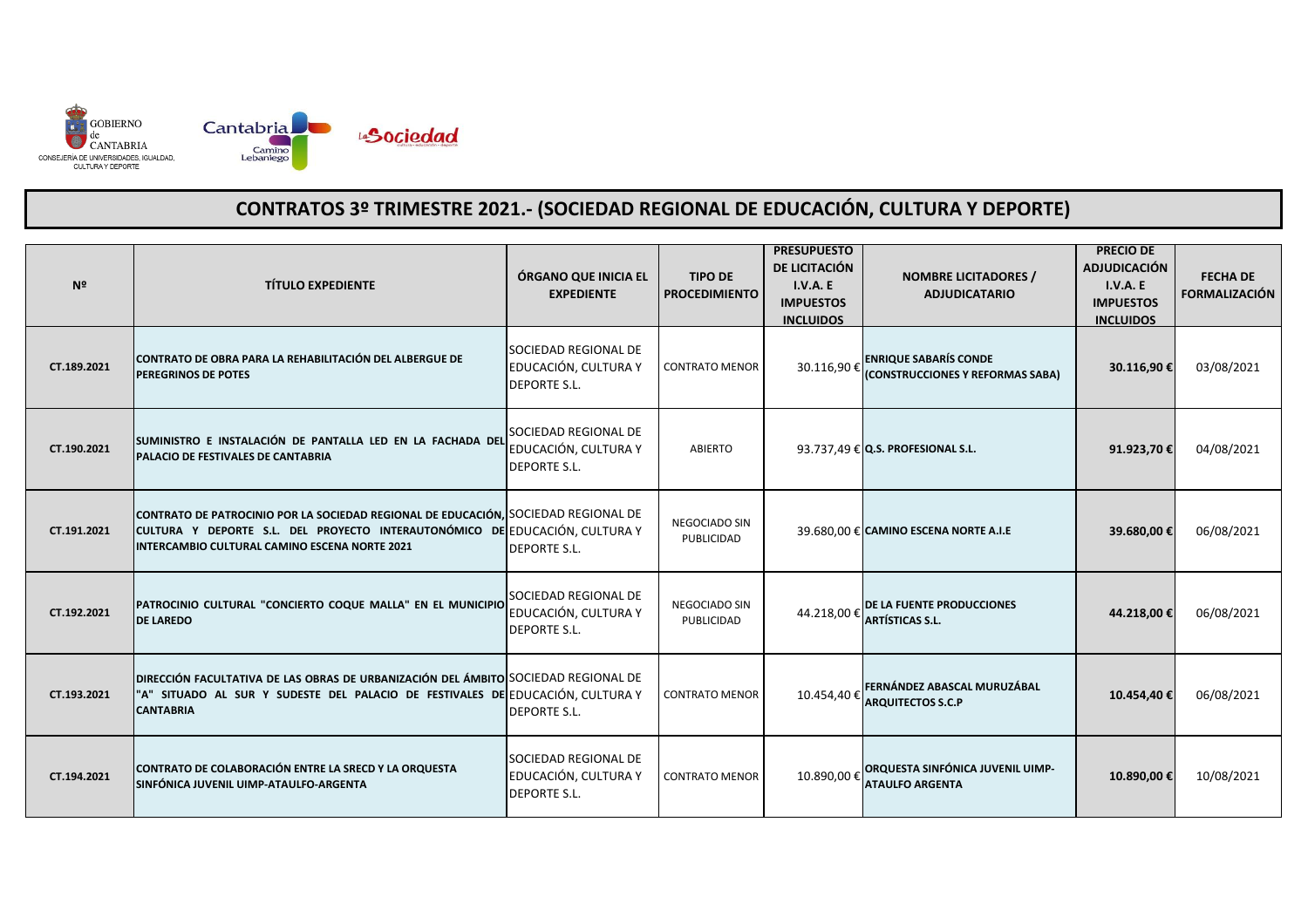# CONTRATOS 3º TRIMESTRE 2021.- (SOCIEDAD REGIONAL DE EDUCACIÓN, CULTURA Y DEPORTE)

| Nº | TÍTULO EXPEDIENTE | ÓRGANO QUE INICIA EL EXPEDIENTE | TIPO DE PROCEDIMIENTO | PRESUPUESTO DE LICITACIÓN I.V.A. E IMPUESTOS INCLUIDOS | NOMBRE LICITADORES / ADJUDICATARIO | PRECIO DE ADJUDICACIÓN I.V.A. E IMPUESTOS INCLUIDOS | FECHA DE FORMALIZACIÓN |
|---|---|---|---|---|---|---|---|
| CT.189.2021 | **CONTRATO DE OBRA PARA LA REHABILITACIÓN DEL ALBERGUE DE PEREGRINOS DE POTES** | SOCIEDAD REGIONAL DE EDUCACIÓN, CULTURA Y DEPORTE S.L. | CONTRATO MENOR | 30.116,90 € | **ENRIQUE SABARÍS CONDE (CONSTRUCCIONES Y REFORMAS SABA)** | **30.116,90 €** | 03/08/2021 |
| CT.190.2021 | **SUMINISTRO E INSTALACIÓN DE PANTALLA LED EN LA FACHADA DEL PALACIO DE FESTIVALES DE CANTABRIA** | SOCIEDAD REGIONAL DE EDUCACIÓN, CULTURA Y DEPORTE S.L. | ABIERTO | 93.737,49 € | **Q.S. PROFESIONAL S.L.** | **91.923,70 €** | 04/08/2021 |
| CT.191.2021 | **CONTRATO DE PATROCINIO POR LA SOCIEDAD REGIONAL DE EDUCACIÓN, CULTURA Y DEPORTE S.L. DEL PROYECTO INTERAUTONÓMICO DE INTERCAMBIO CULTURAL CAMINO ESCENA NORTE 2021** | SOCIEDAD REGIONAL DE EDUCACIÓN, CULTURA Y DEPORTE S.L. | NEGOCIADO SIN PUBLICIDAD | 39.680,00 € | **CAMINO ESCENA NORTE A.I.E** | **39.680,00 €** | 06/08/2021 |
| CT.192.2021 | **PATROCINIO CULTURAL "CONCIERTO COQUE MALLA" EN EL MUNICIPIO DE LAREDO** | SOCIEDAD REGIONAL DE EDUCACIÓN, CULTURA Y DEPORTE S.L. | NEGOCIADO SIN PUBLICIDAD | 44.218,00 € | **DE LA FUENTE PRODUCCIONES ARTÍSTICAS S.L.** | **44.218,00 €** | 06/08/2021 |
| CT.193.2021 | **DIRECCIÓN FACULTATIVA DE LAS OBRAS DE URBANIZACIÓN DEL ÁMBITO "A" SITUADO AL SUR Y SUDESTE DEL PALACIO DE FESTIVALES DE CANTABRIA** | SOCIEDAD REGIONAL DE EDUCACIÓN, CULTURA Y DEPORTE S.L. | CONTRATO MENOR | 10.454,40 € | **FERNÁNDEZ ABASCAL MURUZÁBAL ARQUITECTOS S.C.P** | **10.454,40 €** | 06/08/2021 |
| CT.194.2021 | **CONTRATO DE COLABORACIÓN ENTRE LA SRECD Y LA ORQUESTA SINFÓNICA JUVENIL UIMP-ATAULFO-ARGENTA** | SOCIEDAD REGIONAL DE EDUCACIÓN, CULTURA Y DEPORTE S.L. | CONTRATO MENOR | 10.890,00 € | **ORQUESTA SINFÓNICA JUVENIL UIMP-ATAULFO ARGENTA** | **10.890,00 €** | 10/08/2021 |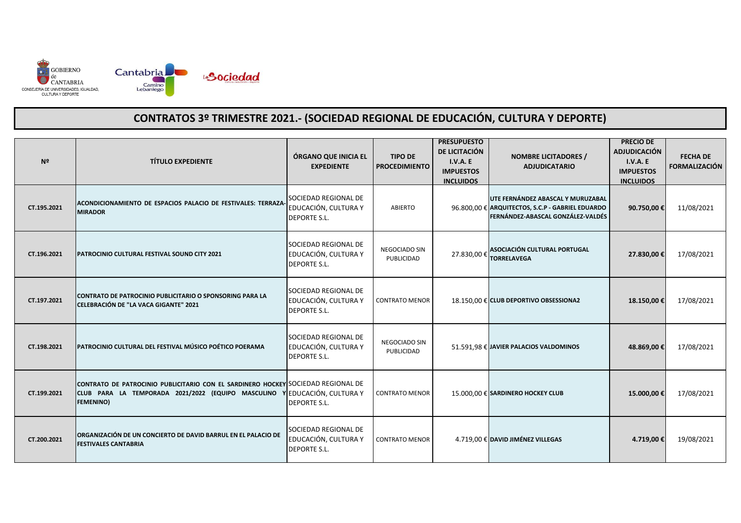# CONTRATOS 3º TRIMESTRE 2021.- (SOCIEDAD REGIONAL DE EDUCACIÓN, CULTURA Y DEPORTE)

| Nº | TÍTULO EXPEDIENTE | ÓRGANO QUE INICIA EL EXPEDIENTE | TIPO DE PROCEDIMIENTO | PRESUPUESTO DE LICITACIÓN I.V.A. E IMPUESTOS INCLUIDOS | NOMBRE LICITADORES / ADJUDICATARIO | PRECIO DE ADJUDICACIÓN I.V.A. E IMPUESTOS INCLUIDOS | FECHA DE FORMALIZACIÓN |
|---|---|---|---|---|---|---|---|
| CT.195.2021 | ACONDICIONAMIENTO DE ESPACIOS PALACIO DE FESTIVALES: TERRAZA-MIRADOR | SOCIEDAD REGIONAL DE EDUCACIÓN, CULTURA Y DEPORTE S.L. | ABIERTO | 96.800,00 € | UTE FERNÁNDEZ ABASCAL Y MURUZABAL ARQUITECTOS, S.C.P - GABRIEL EDUARDO FERNÁNDEZ-ABASCAL GONZÁLEZ-VALDÉS | 90.750,00 € | 11/08/2021 |
| CT.196.2021 | PATROCINIO CULTURAL FESTIVAL SOUND CITY 2021 | SOCIEDAD REGIONAL DE EDUCACIÓN, CULTURA Y DEPORTE S.L. | NEGOCIADO SIN PUBLICIDAD | 27.830,00 € | ASOCIACIÓN CULTURAL PORTUGAL TORRELAVEGA | 27.830,00 € | 17/08/2021 |
| CT.197.2021 | CONTRATO DE PATROCINIO PUBLICITARIO O SPONSORING PARA LA CELEBRACIÓN DE "LA VACA GIGANTE" 2021 | SOCIEDAD REGIONAL DE EDUCACIÓN, CULTURA Y DEPORTE S.L. | CONTRATO MENOR | 18.150,00 € | CLUB DEPORTIVO OBSESSIONA2 | 18.150,00 € | 17/08/2021 |
| CT.198.2021 | PATROCINIO CULTURAL DEL FESTIVAL MÚSICO POÉTICO POERAMA | SOCIEDAD REGIONAL DE EDUCACIÓN, CULTURA Y DEPORTE S.L. | NEGOCIADO SIN PUBLICIDAD | 51.591,98 € | JAVIER PALACIOS VALDOMINOS | 48.869,00 € | 17/08/2021 |
| CT.199.2021 | CONTRATO DE PATROCINIO PUBLICITARIO CON EL SARDINERO HOCKEY CLUB PARA LA TEMPORADA 2021/2022 (EQUIPO MASCULINO Y FEMENINO) | SOCIEDAD REGIONAL DE EDUCACIÓN, CULTURA Y DEPORTE S.L. | CONTRATO MENOR | 15.000,00 € | SARDINERO HOCKEY CLUB | 15.000,00 € | 17/08/2021 |
| CT.200.2021 | ORGANIZACIÓN DE UN CONCIERTO DE DAVID BARRUL EN EL PALACIO DE FESTIVALES CANTABRIA | SOCIEDAD REGIONAL DE EDUCACIÓN, CULTURA Y DEPORTE S.L. | CONTRATO MENOR | 4.719,00 € | DAVID JIMÉNEZ VILLEGAS | 4.719,00 € | 19/08/2021 |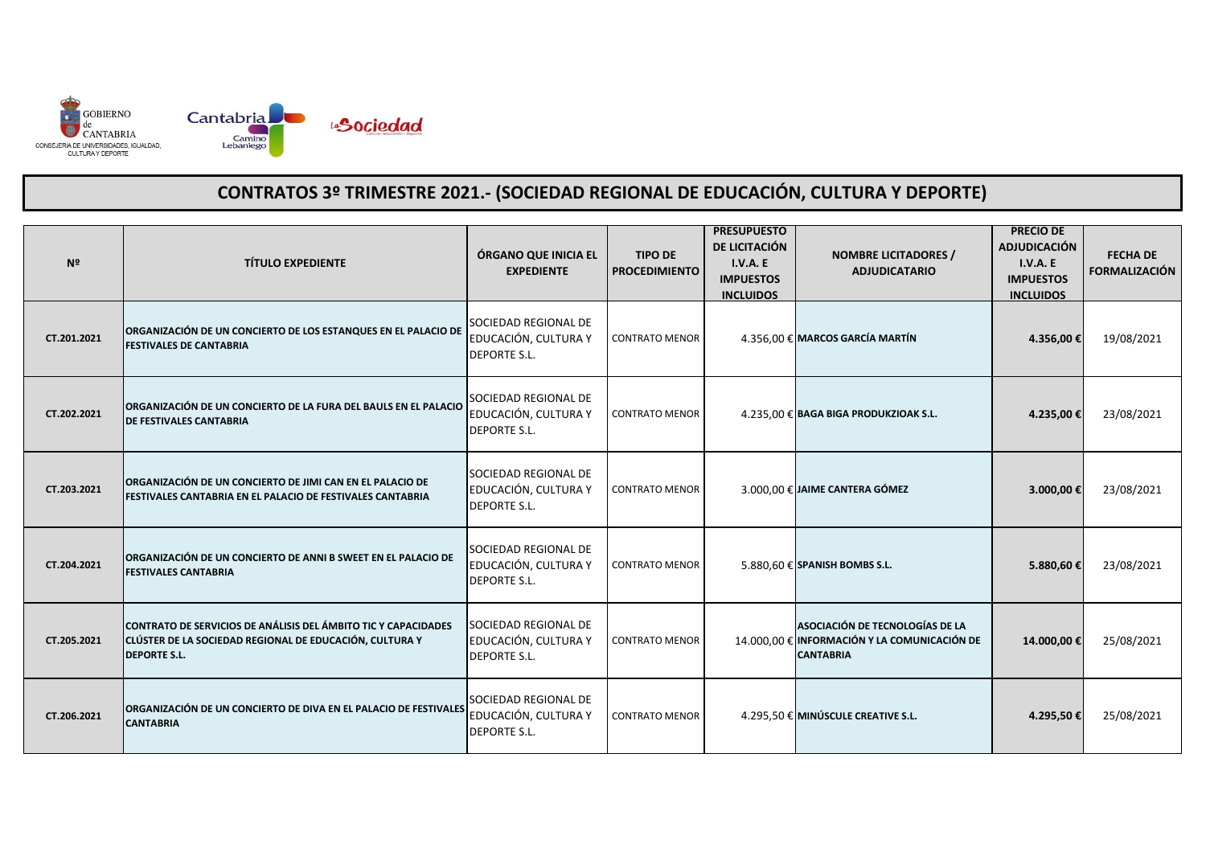## CONTRATOS 3º TRIMESTRE 2021.- (SOCIEDAD REGIONAL DE EDUCACIÓN, CULTURA Y DEPORTE)

| Nº | TÍTULO EXPEDIENTE | ÓRGANO QUE INICIA EL EXPEDIENTE | TIPO DE PROCEDIMIENTO | PRESUPUESTO DE LICITACIÓN I.V.A. E IMPUESTOS INCLUIDOS | NOMBRE LICITADORES / ADJUDICATARIO | PRECIO DE ADJUDICACIÓN I.V.A. E IMPUESTOS INCLUIDOS | FECHA DE FORMALIZACIÓN |
|---|---|---|---|---|---|---|---|
| CT.201.2021 | ORGANIZACIÓN DE UN CONCIERTO DE LOS ESTANQUES EN EL PALACIO DE FESTIVALES DE CANTABRIA | SOCIEDAD REGIONAL DE EDUCACIÓN, CULTURA Y DEPORTE S.L. | CONTRATO MENOR | 4.356,00 € | MARCOS GARCÍA MARTÍN | 4.356,00 € | 19/08/2021 |
| CT.202.2021 | ORGANIZACIÓN DE UN CONCIERTO DE LA FURA DEL BAULS EN EL PALACIO DE FESTIVALES CANTABRIA | SOCIEDAD REGIONAL DE EDUCACIÓN, CULTURA Y DEPORTE S.L. | CONTRATO MENOR | 4.235,00 € | BAGA BIGA PRODUKZIOAK S.L. | 4.235,00 € | 23/08/2021 |
| CT.203.2021 | ORGANIZACIÓN DE UN CONCIERTO DE JIMI CAN EN EL PALACIO DE FESTIVALES CANTABRIA EN EL PALACIO DE FESTIVALES CANTABRIA | SOCIEDAD REGIONAL DE EDUCACIÓN, CULTURA Y DEPORTE S.L. | CONTRATO MENOR | 3.000,00 € | JAIME CANTERA GÓMEZ | 3.000,00 € | 23/08/2021 |
| CT.204.2021 | ORGANIZACIÓN DE UN CONCIERTO DE ANNI B SWEET EN EL PALACIO DE FESTIVALES CANTABRIA | SOCIEDAD REGIONAL DE EDUCACIÓN, CULTURA Y DEPORTE S.L. | CONTRATO MENOR | 5.880,60 € | SPANISH BOMBS S.L. | 5.880,60 € | 23/08/2021 |
| CT.205.2021 | CONTRATO DE SERVICIOS DE ANÁLISIS DEL ÁMBITO TIC Y CAPACIDADES CLÚSTER DE LA SOCIEDAD REGIONAL DE EDUCACIÓN, CULTURA Y DEPORTE S.L. | SOCIEDAD REGIONAL DE EDUCACIÓN, CULTURA Y DEPORTE S.L. | CONTRATO MENOR | 14.000,00 € | ASOCIACIÓN DE TECNOLOGÍAS DE LA INFORMACIÓN Y LA COMUNICACIÓN DE CANTABRIA | 14.000,00 € | 25/08/2021 |
| CT.206.2021 | ORGANIZACIÓN DE UN CONCIERTO DE DIVA EN EL PALACIO DE FESTIVALES CANTABRIA | SOCIEDAD REGIONAL DE EDUCACIÓN, CULTURA Y DEPORTE S.L. | CONTRATO MENOR | 4.295,50 € | MINÚSCULE CREATIVE S.L. | 4.295,50 € | 25/08/2021 |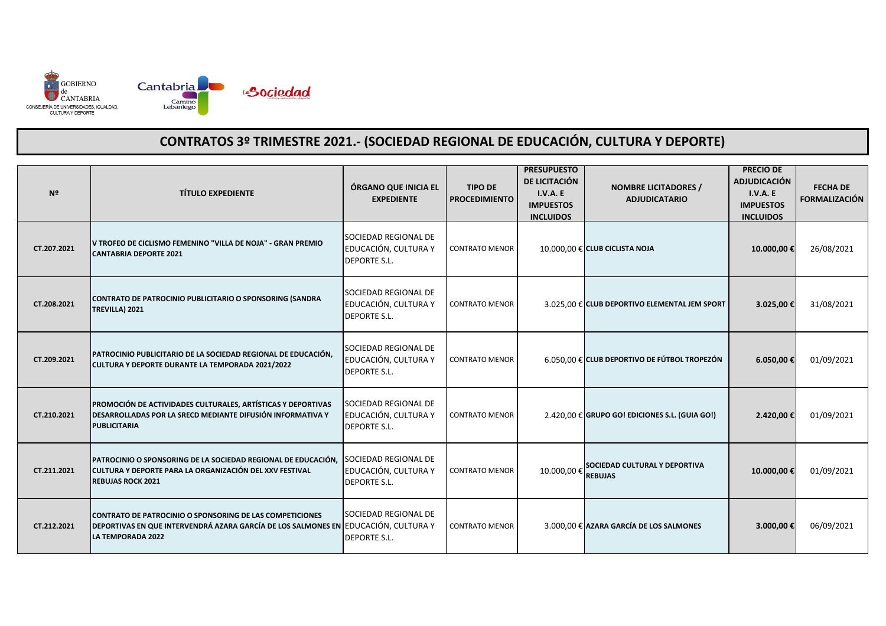GOBIERNO de CANTABRIA
CONSEJERÍA DE UNIVERSIDADES, IGUALDAD, CULTURA Y DEPORTE

# CONTRATOS 3º TRIMESTRE 2021.- (SOCIEDAD REGIONAL DE EDUCACIÓN, CULTURA Y DEPORTE)

| Nº | TÍTULO EXPEDIENTE | ÓRGANO QUE INICIA EL EXPEDIENTE | TIPO DE PROCEDIMIENTO | PRESUPUESTO DE LICITACIÓN I.V.A. E IMPUESTOS INCLUIDOS | NOMBRE LICITADORES / ADJUDICATARIO | PRECIO DE ADJUDICACIÓN I.V.A. E IMPUESTOS INCLUIDOS | FECHA DE FORMALIZACIÓN |
|---|---|---|---|---|---|---|---|
| CT.207.2021 | V TROFEO DE CICLISMO FEMENINO "VILLA DE NOJA" - GRAN PREMIO CANTABRIA DEPORTE 2021 | SOCIEDAD REGIONAL DE EDUCACIÓN, CULTURA Y DEPORTE S.L. | CONTRATO MENOR | 10.000,00 € | CLUB CICLISTA NOJA | 10.000,00 € | 26/08/2021 |
| CT.208.2021 | CONTRATO DE PATROCINIO PUBLICITARIO O SPONSORING (SANDRA TREVILLA) 2021 | SOCIEDAD REGIONAL DE EDUCACIÓN, CULTURA Y DEPORTE S.L. | CONTRATO MENOR | 3.025,00 € | CLUB DEPORTIVO ELEMENTAL JEM SPORT | 3.025,00 € | 31/08/2021 |
| CT.209.2021 | PATROCINIO PUBLICITARIO DE LA SOCIEDAD REGIONAL DE EDUCACIÓN, CULTURA Y DEPORTE DURANTE LA TEMPORADA 2021/2022 | SOCIEDAD REGIONAL DE EDUCACIÓN, CULTURA Y DEPORTE S.L. | CONTRATO MENOR | 6.050,00 € | CLUB DEPORTIVO DE FÚTBOL TROPEZÓN | 6.050,00 € | 01/09/2021 |
| CT.210.2021 | PROMOCIÓN DE ACTIVIDADES CULTURALES, ARTÍSTICAS Y DEPORTIVAS DESARROLLADAS POR LA SRECD MEDIANTE DIFUSIÓN INFORMATIVA Y PUBLICITARIA | SOCIEDAD REGIONAL DE EDUCACIÓN, CULTURA Y DEPORTE S.L. | CONTRATO MENOR | 2.420,00 € | GRUPO GO! EDICIONES S.L. (GUIA GO!) | 2.420,00 € | 01/09/2021 |
| CT.211.2021 | PATROCINIO O SPONSORING DE LA SOCIEDAD REGIONAL DE EDUCACIÓN, CULTURA Y DEPORTE PARA LA ORGANIZACIÓN DEL XXV FESTIVAL REBUJAS ROCK 2021 | SOCIEDAD REGIONAL DE EDUCACIÓN, CULTURA Y DEPORTE S.L. | CONTRATO MENOR | 10.000,00 € | SOCIEDAD CULTURAL Y DEPORTIVA REBUJAS | 10.000,00 € | 01/09/2021 |
| CT.212.2021 | CONTRATO DE PATROCINIO O SPONSORING DE LAS COMPETICIONES DEPORTIVAS EN QUE INTERVENDRÁ AZARA GARCÍA DE LOS SALMONES EN LA TEMPORADA 2022 | SOCIEDAD REGIONAL DE EDUCACIÓN, CULTURA Y DEPORTE S.L. | CONTRATO MENOR | 3.000,00 € | AZARA GARCÍA DE LOS SALMONES | 3.000,00 € | 06/09/2021 |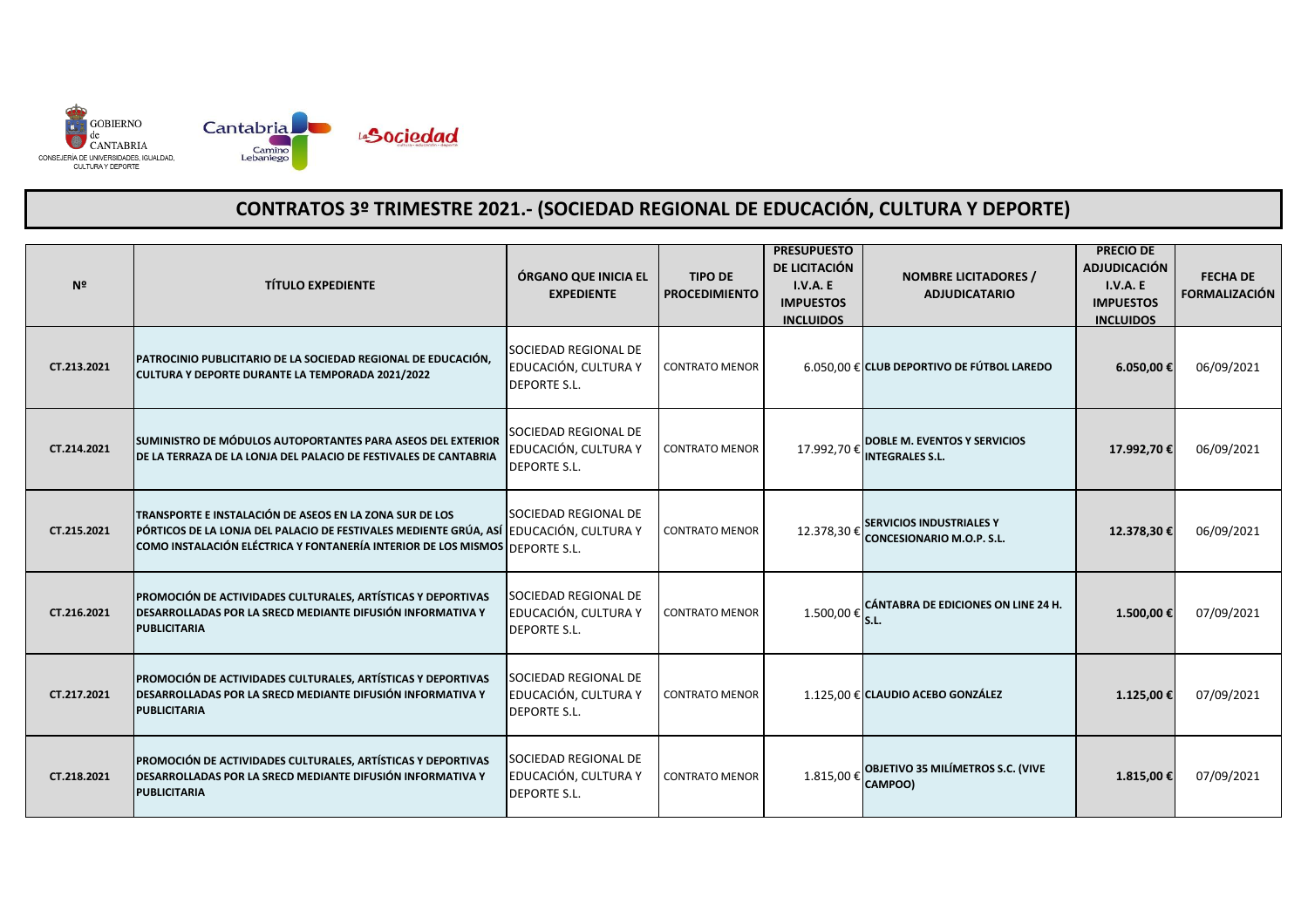GOBIERNO de CANTABRIA
CONSEJERÍA DE UNIVERSIDADES, IGUALDAD, CULTURA Y DEPORTE

# CONTRATOS 3º TRIMESTRE 2021.- (SOCIEDAD REGIONAL DE EDUCACIÓN, CULTURA Y DEPORTE)

| Nº | TÍTULO EXPEDIENTE | ÓRGANO QUE INICIA EL EXPEDIENTE | TIPO DE PROCEDIMIENTO | PRESUPUESTO DE LICITACIÓN I.V.A. E IMPUESTOS INCLUIDOS | NOMBRE LICITADORES / ADJUDICATARIO | PRECIO DE ADJUDICACIÓN I.V.A. E IMPUESTOS INCLUIDOS | FECHA DE FORMALIZACIÓN |
|---|---|---|---|---|---|---|---|
| CT.213.2021 | PATROCINIO PUBLICITARIO DE LA SOCIEDAD REGIONAL DE EDUCACIÓN, CULTURA Y DEPORTE DURANTE LA TEMPORADA 2021/2022 | SOCIEDAD REGIONAL DE EDUCACIÓN, CULTURA Y DEPORTE S.L. | CONTRATO MENOR | 6.050,00 € | CLUB DEPORTIVO DE FÚTBOL LAREDO | 6.050,00 € | 06/09/2021 |
| CT.214.2021 | SUMINISTRO DE MÓDULOS AUTOPORTANTES PARA ASEOS DEL EXTERIOR DE LA TERRAZA DE LA LONJA DEL PALACIO DE FESTIVALES DE CANTABRIA | SOCIEDAD REGIONAL DE EDUCACIÓN, CULTURA Y DEPORTE S.L. | CONTRATO MENOR | 17.992,70 € | DOBLE M. EVENTOS Y SERVICIOS INTEGRALES S.L. | 17.992,70 € | 06/09/2021 |
| CT.215.2021 | TRANSPORTE E INSTALACIÓN DE ASEOS EN LA ZONA SUR DE LOS PÓRTICOS DE LA LONJA DEL PALACIO DE FESTIVALES MEDIENTE GRÚA, ASÍ COMO INSTALACIÓN ELÉCTRICA Y FONTANERÍA INTERIOR DE LOS MISMOS | SOCIEDAD REGIONAL DE EDUCACIÓN, CULTURA Y DEPORTE S.L. | CONTRATO MENOR | 12.378,30 € | SERVICIOS INDUSTRIALES Y CONCESIONARIO M.O.P. S.L. | 12.378,30 € | 06/09/2021 |
| CT.216.2021 | PROMOCIÓN DE ACTIVIDADES CULTURALES, ARTÍSTICAS Y DEPORTIVAS DESARROLLADAS POR LA SRECD MEDIANTE DIFUSIÓN INFORMATIVA Y PUBLICITARIA | SOCIEDAD REGIONAL DE EDUCACIÓN, CULTURA Y DEPORTE S.L. | CONTRATO MENOR | 1.500,00 € | CÁNTABRA DE EDICIONES ON LINE 24 H. S.L. | 1.500,00 € | 07/09/2021 |
| CT.217.2021 | PROMOCIÓN DE ACTIVIDADES CULTURALES, ARTÍSTICAS Y DEPORTIVAS DESARROLLADAS POR LA SRECD MEDIANTE DIFUSIÓN INFORMATIVA Y PUBLICITARIA | SOCIEDAD REGIONAL DE EDUCACIÓN, CULTURA Y DEPORTE S.L. | CONTRATO MENOR | 1.125,00 € | CLAUDIO ACEBO GONZÁLEZ | 1.125,00 € | 07/09/2021 |
| CT.218.2021 | PROMOCIÓN DE ACTIVIDADES CULTURALES, ARTÍSTICAS Y DEPORTIVAS DESARROLLADAS POR LA SRECD MEDIANTE DIFUSIÓN INFORMATIVA Y PUBLICITARIA | SOCIEDAD REGIONAL DE EDUCACIÓN, CULTURA Y DEPORTE S.L. | CONTRATO MENOR | 1.815,00 € | OBJETIVO 35 MILÍMETROS S.C. (VIVE CAMPOO) | 1.815,00 € | 07/09/2021 |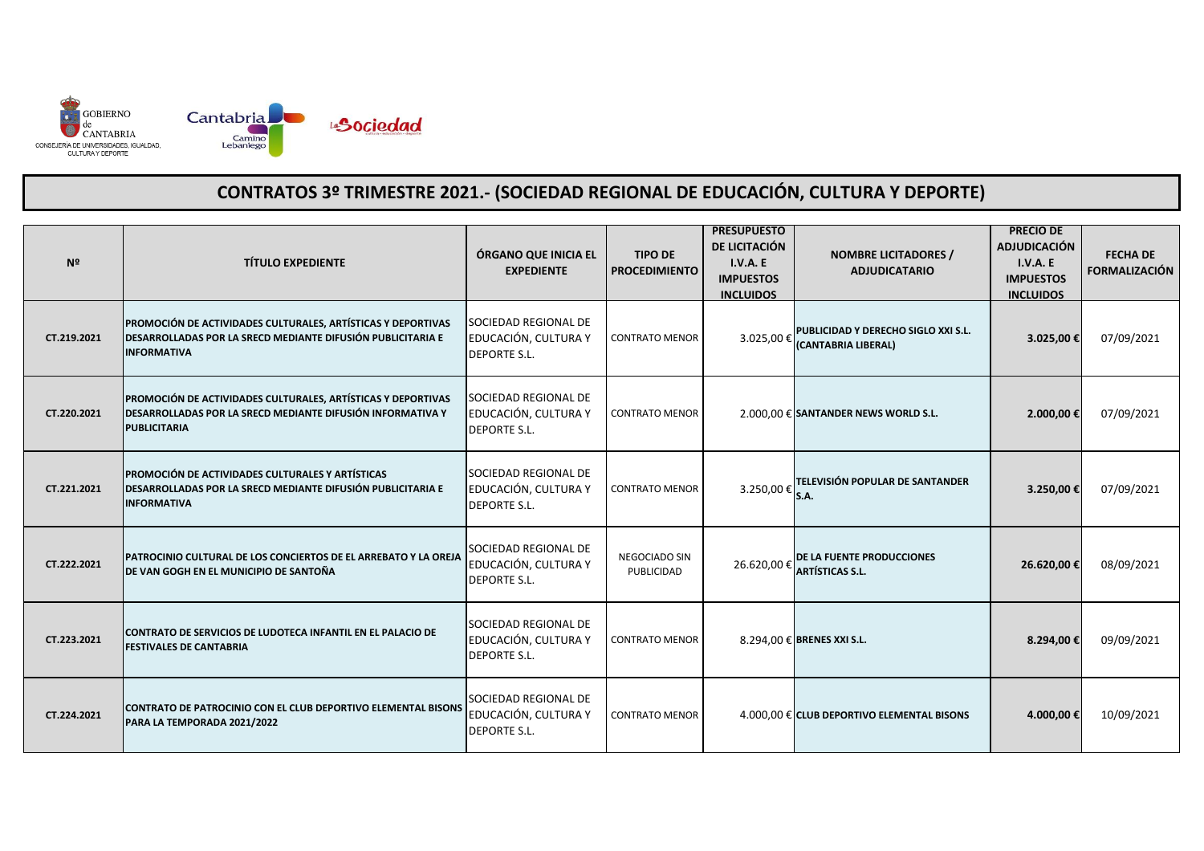# CONTRATOS 3º TRIMESTRE 2021.- (SOCIEDAD REGIONAL DE EDUCACIÓN, CULTURA Y DEPORTE)

| Nº | TÍTULO EXPEDIENTE | ÓRGANO QUE INICIA EL EXPEDIENTE | TIPO DE PROCEDIMIENTO | PRESUPUESTO DE LICITACIÓN I.V.A. E IMPUESTOS INCLUIDOS | NOMBRE LICITADORES / ADJUDICATARIO | PRECIO DE ADJUDICACIÓN I.V.A. E IMPUESTOS INCLUIDOS | FECHA DE FORMALIZACIÓN |
|---|---|---|---|---|---|---|---|
| CT.219.2021 | **PROMOCIÓN DE ACTIVIDADES CULTURALES, ARTÍSTICAS Y DEPORTIVAS DESARROLLADAS POR LA SRECD MEDIANTE DIFUSIÓN PUBLICITARIA E INFORMATIVA** | SOCIEDAD REGIONAL DE EDUCACIÓN, CULTURA Y DEPORTE S.L. | CONTRATO MENOR | 3.025,00 € | **PUBLICIDAD Y DERECHO SIGLO XXI S.L. (CANTABRIA LIBERAL)** | **3.025,00 €** | 07/09/2021 |
| CT.220.2021 | **PROMOCIÓN DE ACTIVIDADES CULTURALES, ARTÍSTICAS Y DEPORTIVAS DESARROLLADAS POR LA SRECD MEDIANTE DIFUSIÓN INFORMATIVA Y PUBLICITARIA** | SOCIEDAD REGIONAL DE EDUCACIÓN, CULTURA Y DEPORTE S.L. | CONTRATO MENOR | 2.000,00 € | **SANTANDER NEWS WORLD S.L.** | **2.000,00 €** | 07/09/2021 |
| CT.221.2021 | **PROMOCIÓN DE ACTIVIDADES CULTURALES Y ARTÍSTICAS DESARROLLADAS POR LA SRECD MEDIANTE DIFUSIÓN PUBLICITARIA E INFORMATIVA** | SOCIEDAD REGIONAL DE EDUCACIÓN, CULTURA Y DEPORTE S.L. | CONTRATO MENOR | 3.250,00 € | **TELEVISIÓN POPULAR DE SANTANDER S.A.** | **3.250,00 €** | 07/09/2021 |
| CT.222.2021 | **PATROCINIO CULTURAL DE LOS CONCIERTOS DE EL ARREBATO Y LA OREJA DE VAN GOGH EN EL MUNICIPIO DE SANTOÑA** | SOCIEDAD REGIONAL DE EDUCACIÓN, CULTURA Y DEPORTE S.L. | NEGOCIADO SIN PUBLICIDAD | 26.620,00 € | **DE LA FUENTE PRODUCCIONES ARTÍSTICAS S.L.** | **26.620,00 €** | 08/09/2021 |
| CT.223.2021 | **CONTRATO DE SERVICIOS DE LUDOTECA INFANTIL EN EL PALACIO DE FESTIVALES DE CANTABRIA** | SOCIEDAD REGIONAL DE EDUCACIÓN, CULTURA Y DEPORTE S.L. | CONTRATO MENOR | 8.294,00 € | **BRENES XXI S.L.** | **8.294,00 €** | 09/09/2021 |
| CT.224.2021 | **CONTRATO DE PATROCINIO CON EL CLUB DEPORTIVO ELEMENTAL BISONS PARA LA TEMPORADA 2021/2022** | SOCIEDAD REGIONAL DE EDUCACIÓN, CULTURA Y DEPORTE S.L. | CONTRATO MENOR | 4.000,00 € | **CLUB DEPORTIVO ELEMENTAL BISONS** | **4.000,00 €** | 10/09/2021 |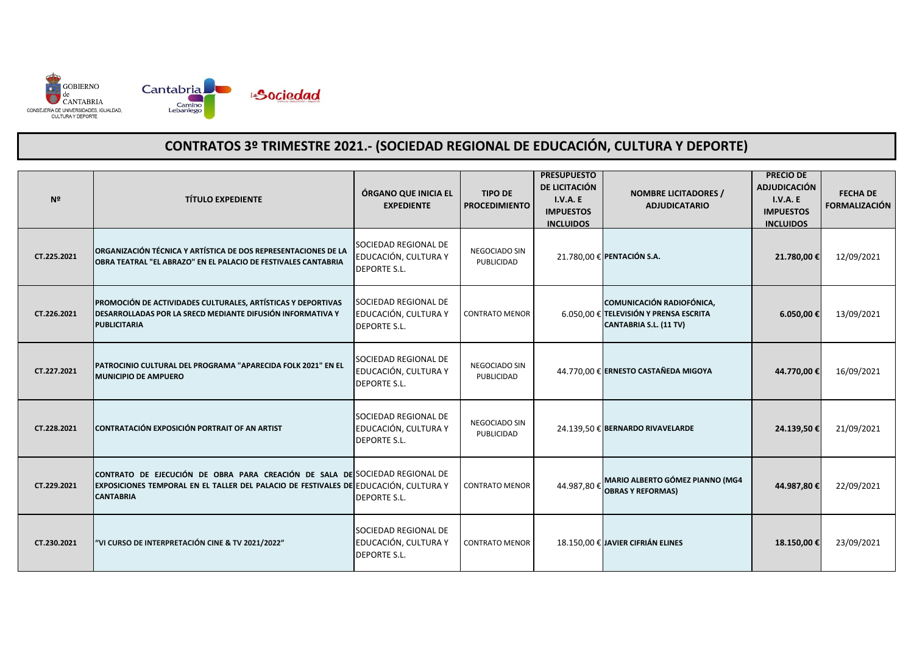GOBIERNO de CANTABRIA
CONSEJERÍA DE UNIVERSIDADES, IGUALDAD, CULTURA Y DEPORTE

# CONTRATOS 3º TRIMESTRE 2021.- (SOCIEDAD REGIONAL DE EDUCACIÓN, CULTURA Y DEPORTE)

| Nº | TÍTULO EXPEDIENTE | ÓRGANO QUE INICIA EL EXPEDIENTE | TIPO DE PROCEDIMIENTO | PRESUPUESTO DE LICITACIÓN I.V.A. E IMPUESTOS INCLUIDOS | NOMBRE LICITADORES / ADJUDICATARIO | PRECIO DE ADJUDICACIÓN I.V.A. E IMPUESTOS INCLUIDOS | FECHA DE FORMALIZACIÓN |
|---|---|---|---|---|---|---|---|
| CT.225.2021 | ORGANIZACIÓN TÉCNICA Y ARTÍSTICA DE DOS REPRESENTACIONES DE LA OBRA TEATRAL "EL ABRAZO" EN EL PALACIO DE FESTIVALES CANTABRIA | SOCIEDAD REGIONAL DE EDUCACIÓN, CULTURA Y DEPORTE S.L. | NEGOCIADO SIN PUBLICIDAD | 21.780,00 € | PENTACIÓN S.A. | 21.780,00 € | 12/09/2021 |
| CT.226.2021 | PROMOCIÓN DE ACTIVIDADES CULTURALES, ARTÍSTICAS Y DEPORTIVAS DESARROLLADAS POR LA SRECD MEDIANTE DIFUSIÓN INFORMATIVA Y PUBLICITARIA | SOCIEDAD REGIONAL DE EDUCACIÓN, CULTURA Y DEPORTE S.L. | CONTRATO MENOR | 6.050,00 € | COMUNICACIÓN RADIOFÓNICA, TELEVISIÓN Y PRENSA ESCRITA CANTABRIA S.L. (11 TV) | 6.050,00 € | 13/09/2021 |
| CT.227.2021 | PATROCINIO CULTURAL DEL PROGRAMA "APARECIDA FOLK 2021" EN EL MUNICIPIO DE AMPUERO | SOCIEDAD REGIONAL DE EDUCACIÓN, CULTURA Y DEPORTE S.L. | NEGOCIADO SIN PUBLICIDAD | 44.770,00 € | ERNESTO CASTAÑEDA MIGOYA | 44.770,00 € | 16/09/2021 |
| CT.228.2021 | CONTRATACIÓN EXPOSICIÓN PORTRAIT OF AN ARTIST | SOCIEDAD REGIONAL DE EDUCACIÓN, CULTURA Y DEPORTE S.L. | NEGOCIADO SIN PUBLICIDAD | 24.139,50 € | BERNARDO RIVAVELARDE | 24.139,50 € | 21/09/2021 |
| CT.229.2021 | CONTRATO DE EJECUCIÓN DE OBRA PARA CREACIÓN DE SALA DE EXPOSICIONES TEMPORAL EN EL TALLER DEL PALACIO DE FESTIVALES DE CANTABRIA | SOCIEDAD REGIONAL DE EDUCACIÓN, CULTURA Y DEPORTE S.L. | CONTRATO MENOR | 44.987,80 € | MARIO ALBERTO GÓMEZ PIANNO (MG4 OBRAS Y REFORMAS) | 44.987,80 € | 22/09/2021 |
| CT.230.2021 | "VI CURSO DE INTERPRETACIÓN CINE & TV 2021/2022" | SOCIEDAD REGIONAL DE EDUCACIÓN, CULTURA Y DEPORTE S.L. | CONTRATO MENOR | 18.150,00 € | JAVIER CIFRIÁN ELINES | 18.150,00 € | 23/09/2021 |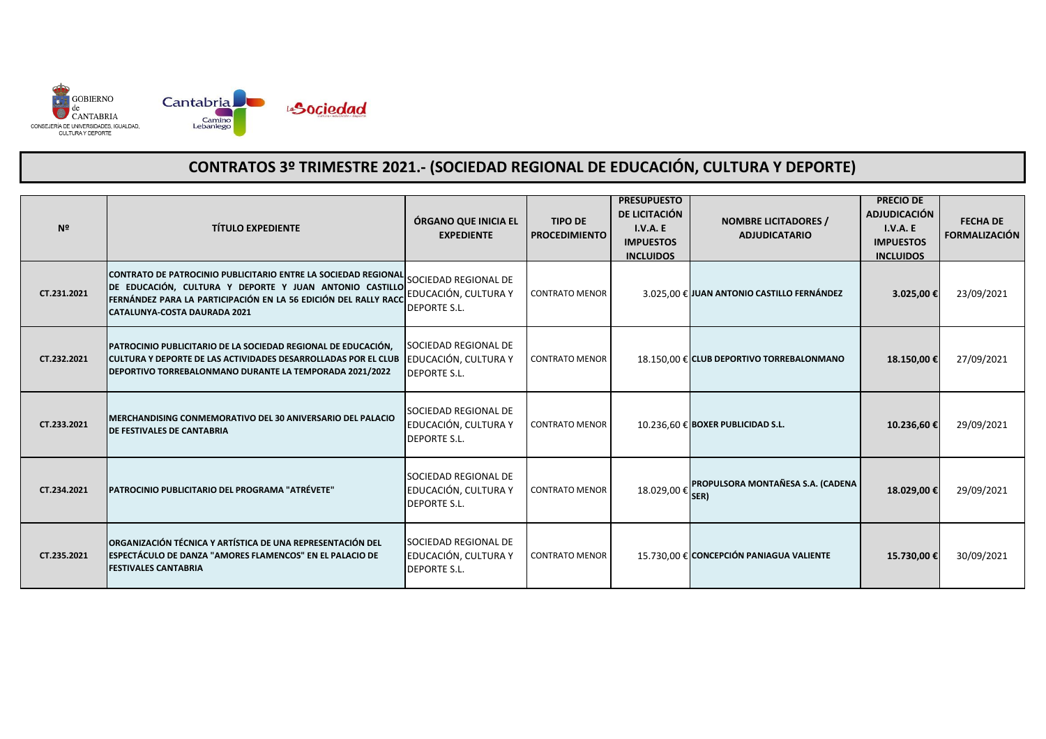GOBIERNO de CANTABRIA
CONSEJERÍA DE UNIVERSIDADES, IGUALDAD, CULTURA Y DEPORTE

# CONTRATOS 3º TRIMESTRE 2021.- (SOCIEDAD REGIONAL DE EDUCACIÓN, CULTURA Y DEPORTE)

| Nº | TÍTULO EXPEDIENTE | ÓRGANO QUE INICIA EL EXPEDIENTE | TIPO DE PROCEDIMIENTO | PRESUPUESTO DE LICITACIÓN I.V.A. E IMPUESTOS INCLUIDOS | NOMBRE LICITADORES / ADJUDICATARIO | PRECIO DE ADJUDICACIÓN I.V.A. E IMPUESTOS INCLUIDOS | FECHA DE FORMALIZACIÓN |
|---|---|---|---|---|---|---|---|
| CT.231.2021 | CONTRATO DE PATROCINIO PUBLICITARIO ENTRE LA SOCIEDAD REGIONAL DE EDUCACIÓN, CULTURA Y DEPORTE Y JUAN ANTONIO CASTILLO FERNÁNDEZ PARA LA PARTICIPACIÓN EN LA 56 EDICIÓN DEL RALLY RACC CATALUNYA-COSTA DAURADA 2021 | SOCIEDAD REGIONAL DE EDUCACIÓN, CULTURA Y DEPORTE S.L. | CONTRATO MENOR | 3.025,00 € | JUAN ANTONIO CASTILLO FERNÁNDEZ | 3.025,00 € | 23/09/2021 |
| CT.232.2021 | PATROCINIO PUBLICITARIO DE LA SOCIEDAD REGIONAL DE EDUCACIÓN, CULTURA Y DEPORTE DE LAS ACTIVIDADES DESARROLLADAS POR EL CLUB DEPORTIVO TORREBALONMANO DURANTE LA TEMPORADA 2021/2022 | SOCIEDAD REGIONAL DE EDUCACIÓN, CULTURA Y DEPORTE S.L. | CONTRATO MENOR | 18.150,00 € | CLUB DEPORTIVO TORREBALONMANO | 18.150,00 € | 27/09/2021 |
| CT.233.2021 | MERCHANDISING CONMEMORATIVO DEL 30 ANIVERSARIO DEL PALACIO DE FESTIVALES DE CANTABRIA | SOCIEDAD REGIONAL DE EDUCACIÓN, CULTURA Y DEPORTE S.L. | CONTRATO MENOR | 10.236,60 € | BOXER PUBLICIDAD S.L. | 10.236,60 € | 29/09/2021 |
| CT.234.2021 | PATROCINIO PUBLICITARIO DEL PROGRAMA "ATRÉVETE" | SOCIEDAD REGIONAL DE EDUCACIÓN, CULTURA Y DEPORTE S.L. | CONTRATO MENOR | 18.029,00 € | PROPULSORA MONTAÑESA S.A. (CADENA SER) | 18.029,00 € | 29/09/2021 |
| CT.235.2021 | ORGANIZACIÓN TÉCNICA Y ARTÍSTICA DE UNA REPRESENTACIÓN DEL ESPECTÁCULO DE DANZA "AMORES FLAMENCOS" EN EL PALACIO DE FESTIVALES CANTABRIA | SOCIEDAD REGIONAL DE EDUCACIÓN, CULTURA Y DEPORTE S.L. | CONTRATO MENOR | 15.730,00 € | CONCEPCIÓN PANIAGUA VALIENTE | 15.730,00 € | 30/09/2021 |